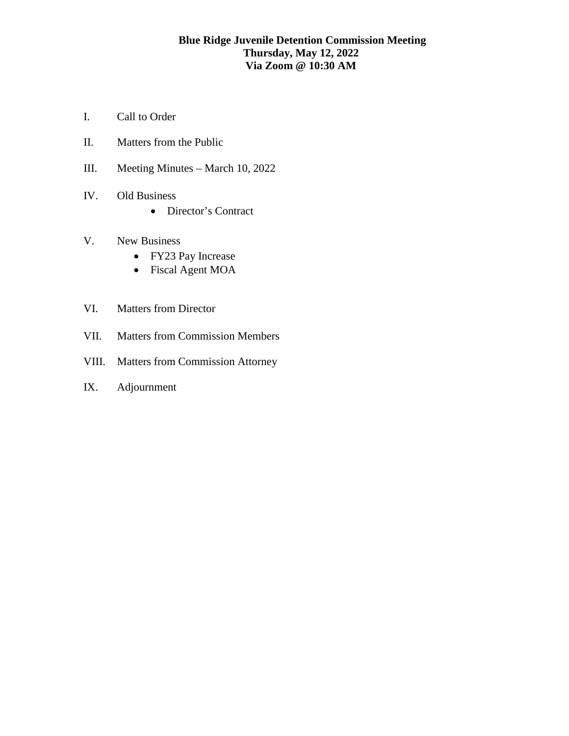**Blue Ridge Juvenile Detention Commission Meeting**
**Thursday, May 12, 2022**
**Via Zoom @ 10:30 AM**

I. Call to Order

II. Matters from the Public

III. Meeting Minutes – March 10, 2022

IV. Old Business
- Director's Contract

V. New Business
- FY23 Pay Increase
- Fiscal Agent MOA

VI. Matters from Director

VII. Matters from Commission Members

VIII. Matters from Commission Attorney

IX. Adjournment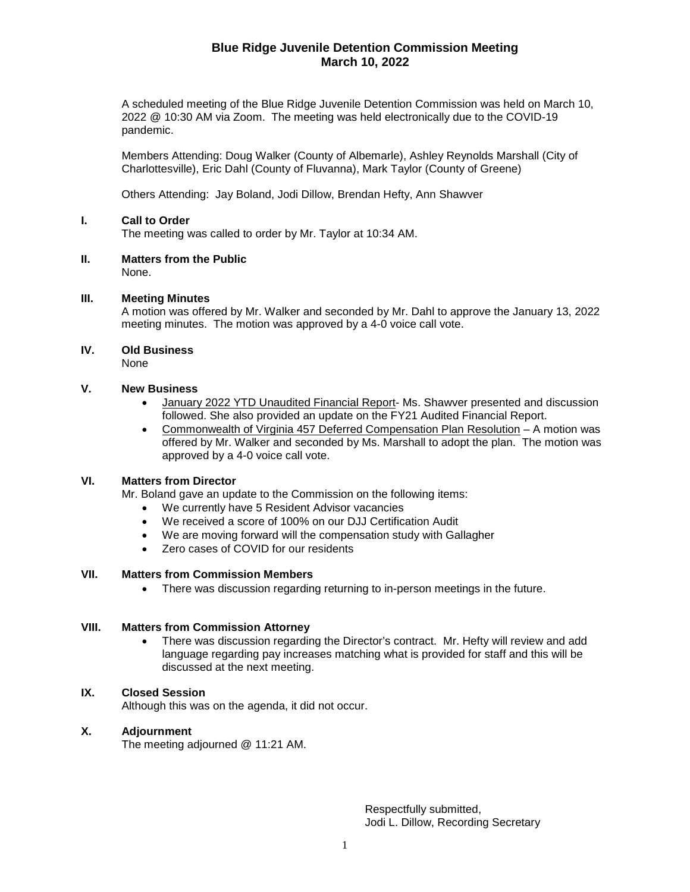# Blue Ridge Juvenile Detention Commission Meeting
## March 10, 2022

A scheduled meeting of the Blue Ridge Juvenile Detention Commission was held on March 10, 2022 @ 10:30 AM via Zoom. The meeting was held electronically due to the COVID-19 pandemic.

Members Attending: Doug Walker (County of Albemarle), Ashley Reynolds Marshall (City of Charlottesville), Eric Dahl (County of Fluvanna), Mark Taylor (County of Greene)

Others Attending: Jay Boland, Jodi Dillow, Brendan Hefty, Ann Shawver

### I. Call to Order

The meeting was called to order by Mr. Taylor at 10:34 AM.

### II. Matters from the Public

None.

### III. Meeting Minutes

A motion was offered by Mr. Walker and seconded by Mr. Dahl to approve the January 13, 2022 meeting minutes. The motion was approved by a 4-0 voice call vote.

### IV. Old Business

None

### V. New Business

- January 2022 YTD Unaudited Financial Report- Ms. Shawver presented and discussion followed. She also provided an update on the FY21 Audited Financial Report.
- Commonwealth of Virginia 457 Deferred Compensation Plan Resolution – A motion was offered by Mr. Walker and seconded by Ms. Marshall to adopt the plan. The motion was approved by a 4-0 voice call vote.

### VI. Matters from Director

Mr. Boland gave an update to the Commission on the following items:

- We currently have 5 Resident Advisor vacancies
- We received a score of 100% on our DJJ Certification Audit
- We are moving forward will the compensation study with Gallagher
- Zero cases of COVID for our residents

### VII. Matters from Commission Members

- There was discussion regarding returning to in-person meetings in the future.

### VIII. Matters from Commission Attorney

- There was discussion regarding the Director's contract. Mr. Hefty will review and add language regarding pay increases matching what is provided for staff and this will be discussed at the next meeting.

### IX. Closed Session

Although this was on the agenda, it did not occur.

### X. Adjournment

The meeting adjourned @ 11:21 AM.

Respectfully submitted,
Jodi L. Dillow, Recording Secretary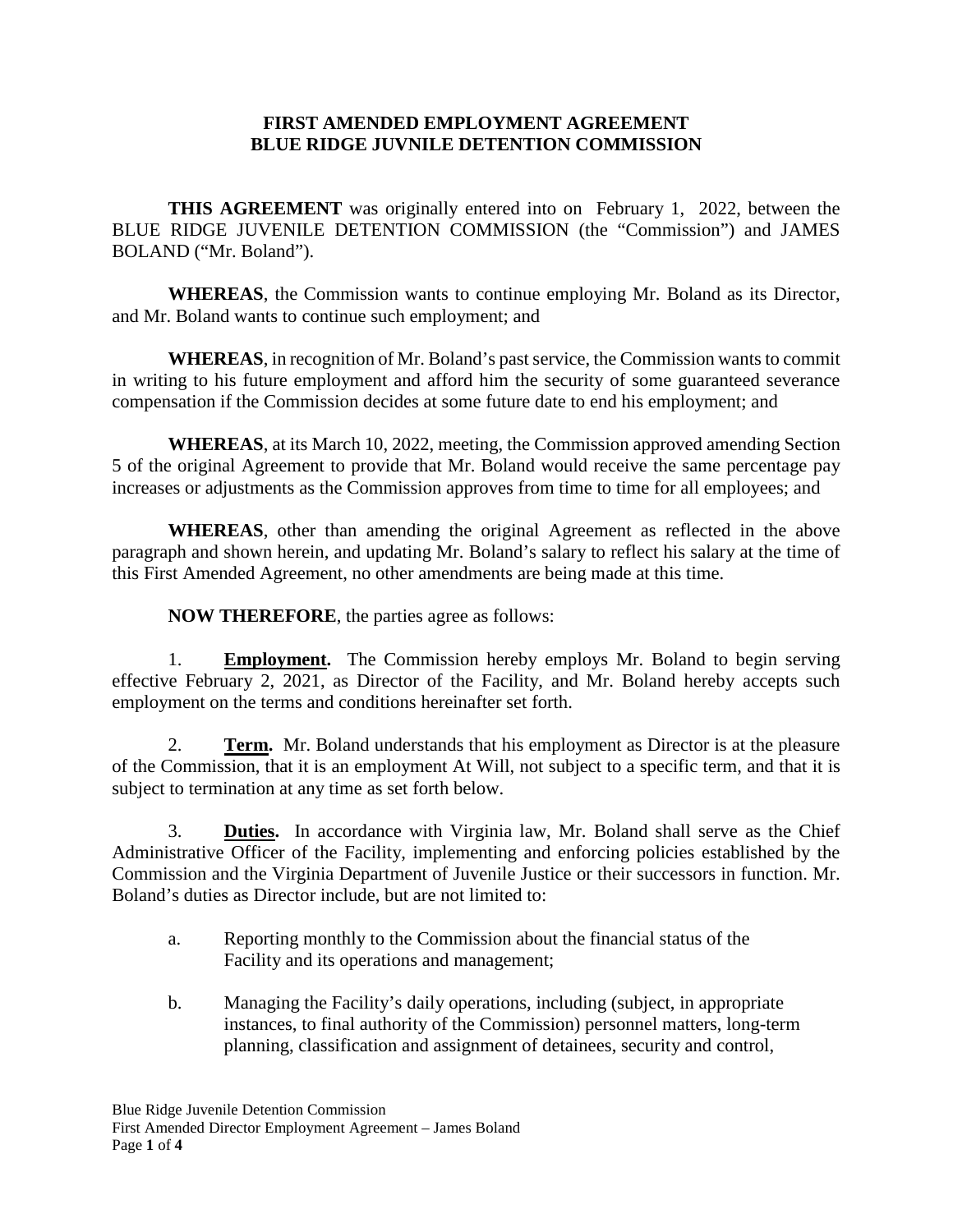**FIRST AMENDED EMPLOYMENT AGREEMENT**
**BLUE RIDGE JUVNILE DETENTION COMMISSION**

**THIS AGREEMENT** was originally entered into on February 1, 2022, between the BLUE RIDGE JUVENILE DETENTION COMMISSION (the "Commission") and JAMES BOLAND ("Mr. Boland").

**WHEREAS**, the Commission wants to continue employing Mr. Boland as its Director, and Mr. Boland wants to continue such employment; and

**WHEREAS**, in recognition of Mr. Boland's past service, the Commission wants to commit in writing to his future employment and afford him the security of some guaranteed severance compensation if the Commission decides at some future date to end his employment; and

**WHEREAS**, at its March 10, 2022, meeting, the Commission approved amending Section 5 of the original Agreement to provide that Mr. Boland would receive the same percentage pay increases or adjustments as the Commission approves from time to time for all employees; and

**WHEREAS**, other than amending the original Agreement as reflected in the above paragraph and shown herein, and updating Mr. Boland's salary to reflect his salary at the time of this First Amended Agreement, no other amendments are being made at this time.

**NOW THEREFORE**, the parties agree as follows:

1. **Employment.** The Commission hereby employs Mr. Boland to begin serving effective February 2, 2021, as Director of the Facility, and Mr. Boland hereby accepts such employment on the terms and conditions hereinafter set forth.

2. **Term.** Mr. Boland understands that his employment as Director is at the pleasure of the Commission, that it is an employment At Will, not subject to a specific term, and that it is subject to termination at any time as set forth below.

3. **Duties.** In accordance with Virginia law, Mr. Boland shall serve as the Chief Administrative Officer of the Facility, implementing and enforcing policies established by the Commission and the Virginia Department of Juvenile Justice or their successors in function. Mr. Boland's duties as Director include, but are not limited to:

   a. Reporting monthly to the Commission about the financial status of the Facility and its operations and management;

   b. Managing the Facility's daily operations, including (subject, in appropriate instances, to final authority of the Commission) personnel matters, long-term planning, classification and assignment of detainees, security and control,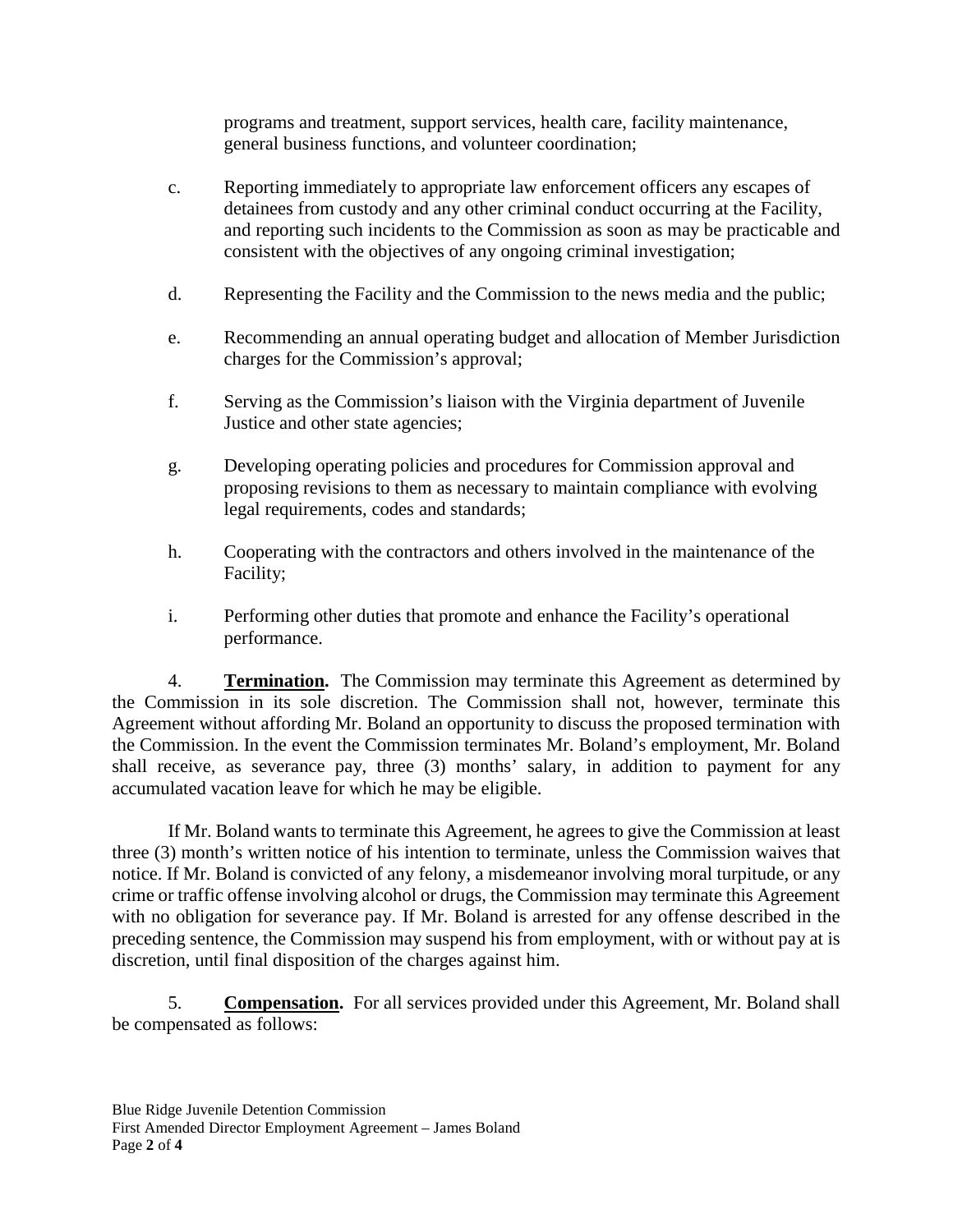programs and treatment, support services, health care, facility maintenance, general business functions, and volunteer coordination;

c. Reporting immediately to appropriate law enforcement officers any escapes of detainees from custody and any other criminal conduct occurring at the Facility, and reporting such incidents to the Commission as soon as may be practicable and consistent with the objectives of any ongoing criminal investigation;

d. Representing the Facility and the Commission to the news media and the public;

e. Recommending an annual operating budget and allocation of Member Jurisdiction charges for the Commission's approval;

f. Serving as the Commission's liaison with the Virginia department of Juvenile Justice and other state agencies;

g. Developing operating policies and procedures for Commission approval and proposing revisions to them as necessary to maintain compliance with evolving legal requirements, codes and standards;

h. Cooperating with the contractors and others involved in the maintenance of the Facility;

i. Performing other duties that promote and enhance the Facility's operational performance.

4. **Termination.** The Commission may terminate this Agreement as determined by the Commission in its sole discretion. The Commission shall not, however, terminate this Agreement without affording Mr. Boland an opportunity to discuss the proposed termination with the Commission. In the event the Commission terminates Mr. Boland's employment, Mr. Boland shall receive, as severance pay, three (3) months' salary, in addition to payment for any accumulated vacation leave for which he may be eligible.

If Mr. Boland wants to terminate this Agreement, he agrees to give the Commission at least three (3) month's written notice of his intention to terminate, unless the Commission waives that notice. If Mr. Boland is convicted of any felony, a misdemeanor involving moral turpitude, or any crime or traffic offense involving alcohol or drugs, the Commission may terminate this Agreement with no obligation for severance pay. If Mr. Boland is arrested for any offense described in the preceding sentence, the Commission may suspend his from employment, with or without pay at is discretion, until final disposition of the charges against him.

5. **Compensation.** For all services provided under this Agreement, Mr. Boland shall be compensated as follows: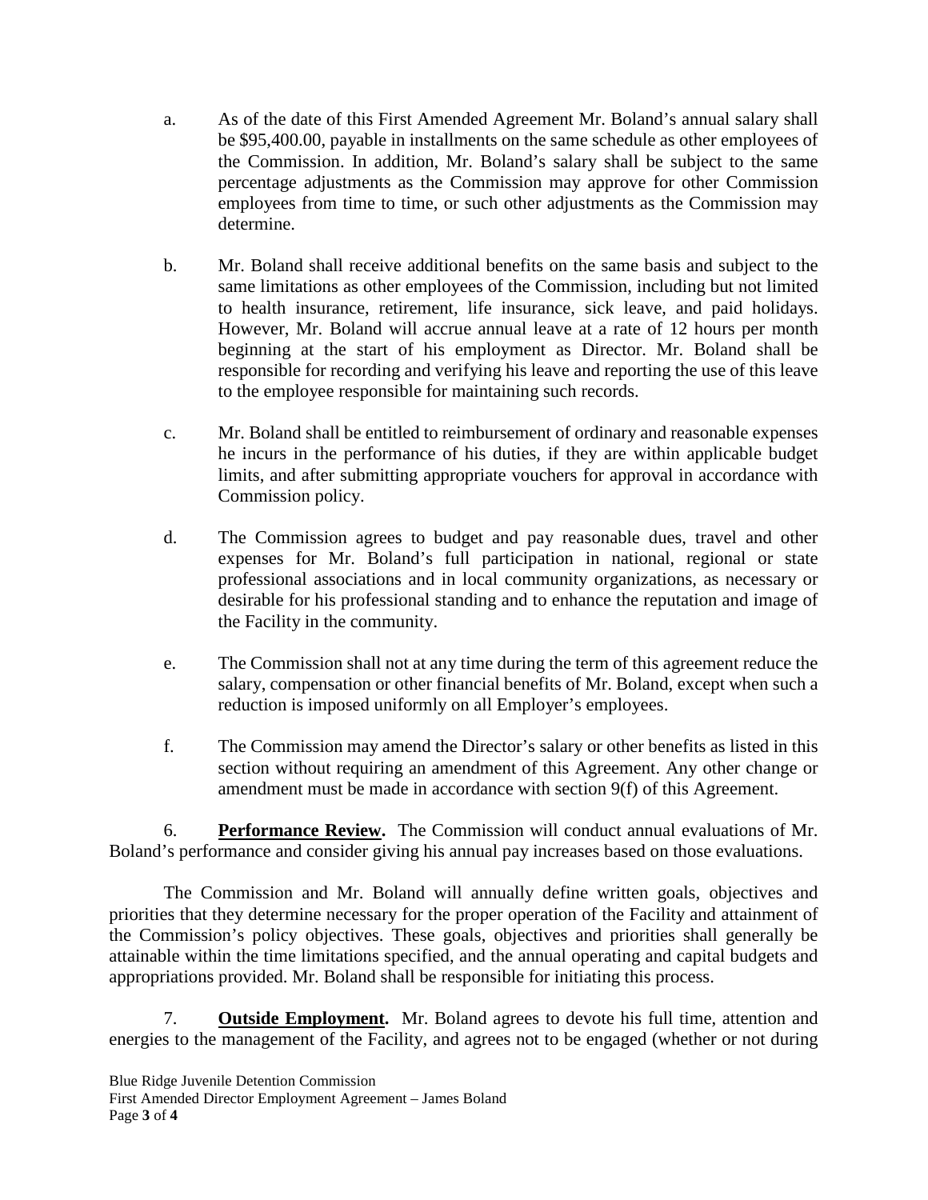a. As of the date of this First Amended Agreement Mr. Boland's annual salary shall be $95,400.00, payable in installments on the same schedule as other employees of the Commission. In addition, Mr. Boland's salary shall be subject to the same percentage adjustments as the Commission may approve for other Commission employees from time to time, or such other adjustments as the Commission may determine.

b. Mr. Boland shall receive additional benefits on the same basis and subject to the same limitations as other employees of the Commission, including but not limited to health insurance, retirement, life insurance, sick leave, and paid holidays. However, Mr. Boland will accrue annual leave at a rate of 12 hours per month beginning at the start of his employment as Director. Mr. Boland shall be responsible for recording and verifying his leave and reporting the use of this leave to the employee responsible for maintaining such records.

c. Mr. Boland shall be entitled to reimbursement of ordinary and reasonable expenses he incurs in the performance of his duties, if they are within applicable budget limits, and after submitting appropriate vouchers for approval in accordance with Commission policy.

d. The Commission agrees to budget and pay reasonable dues, travel and other expenses for Mr. Boland's full participation in national, regional or state professional associations and in local community organizations, as necessary or desirable for his professional standing and to enhance the reputation and image of the Facility in the community.

e. The Commission shall not at any time during the term of this agreement reduce the salary, compensation or other financial benefits of Mr. Boland, except when such a reduction is imposed uniformly on all Employer's employees.

f. The Commission may amend the Director's salary or other benefits as listed in this section without requiring an amendment of this Agreement. Any other change or amendment must be made in accordance with section 9(f) of this Agreement.

6. **Performance Review.** The Commission will conduct annual evaluations of Mr. Boland's performance and consider giving his annual pay increases based on those evaluations.

The Commission and Mr. Boland will annually define written goals, objectives and priorities that they determine necessary for the proper operation of the Facility and attainment of the Commission's policy objectives. These goals, objectives and priorities shall generally be attainable within the time limitations specified, and the annual operating and capital budgets and appropriations provided. Mr. Boland shall be responsible for initiating this process.

7. **Outside Employment.** Mr. Boland agrees to devote his full time, attention and energies to the management of the Facility, and agrees not to be engaged (whether or not during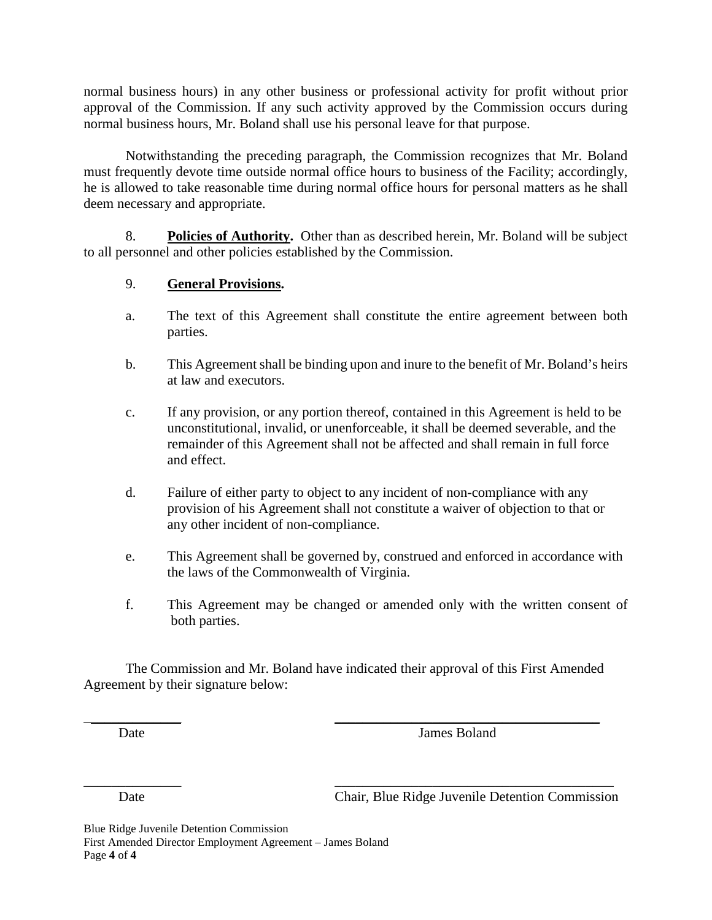normal business hours) in any other business or professional activity for profit without prior approval of the Commission. If any such activity approved by the Commission occurs during normal business hours, Mr. Boland shall use his personal leave for that purpose.

Notwithstanding the preceding paragraph, the Commission recognizes that Mr. Boland must frequently devote time outside normal office hours to business of the Facility; accordingly, he is allowed to take reasonable time during normal office hours for personal matters as he shall deem necessary and appropriate.

8. **Policies of Authority.** Other than as described herein, Mr. Boland will be subject to all personnel and other policies established by the Commission.

9. **General Provisions.**

a. The text of this Agreement shall constitute the entire agreement between both parties.

b. This Agreement shall be binding upon and inure to the benefit of Mr. Boland's heirs at law and executors.

c. If any provision, or any portion thereof, contained in this Agreement is held to be unconstitutional, invalid, or unenforceable, it shall be deemed severable, and the remainder of this Agreement shall not be affected and shall remain in full force and effect.

d. Failure of either party to object to any incident of non-compliance with any provision of his Agreement shall not constitute a waiver of objection to that or any other incident of non-compliance.

e. This Agreement shall be governed by, construed and enforced in accordance with the laws of the Commonwealth of Virginia.

f. This Agreement may be changed or amended only with the written consent of both parties.

The Commission and Mr. Boland have indicated their approval of this First Amended Agreement by their signature below:

______________ ________________________________________
Date James Boland

______________ ________________________________________
Date Chair, Blue Ridge Juvenile Detention Commission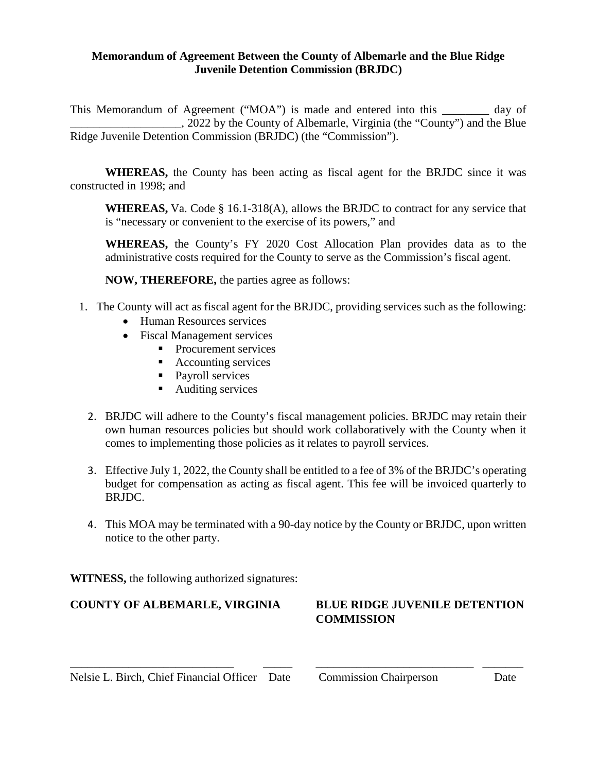**Memorandum of Agreement Between the County of Albemarle and the Blue Ridge Juvenile Detention Commission (BRJDC)**

This Memorandum of Agreement ("MOA") is made and entered into this ________ day of __________________, 2022 by the County of Albemarle, Virginia (the "County") and the Blue Ridge Juvenile Detention Commission (BRJDC) (the "Commission").

**WHEREAS,** the County has been acting as fiscal agent for the BRJDC since it was constructed in 1998; and

**WHEREAS,** Va. Code § 16.1-318(A), allows the BRJDC to contract for any service that is "necessary or convenient to the exercise of its powers," and

**WHEREAS,** the County's FY 2020 Cost Allocation Plan provides data as to the administrative costs required for the County to serve as the Commission's fiscal agent.

**NOW, THEREFORE,** the parties agree as follows:

1. The County will act as fiscal agent for the BRJDC, providing services such as the following:
   - Human Resources services
   - Fiscal Management services
     - Procurement services
     - Accounting services
     - Payroll services
     - Auditing services

2. BRJDC will adhere to the County's fiscal management policies. BRJDC may retain their own human resources policies but should work collaboratively with the County when it comes to implementing those policies as it relates to payroll services.

3. Effective July 1, 2022, the County shall be entitled to a fee of 3% of the BRJDC's operating budget for compensation as acting as fiscal agent. This fee will be invoiced quarterly to BRJDC.

4. This MOA may be terminated with a 90-day notice by the County or BRJDC, upon written notice to the other party.

**WITNESS,** the following authorized signatures:

**COUNTY OF ALBEMARLE, VIRGINIA**

____________________________ _____

Nelsie L. Birch, Chief Financial Officer Date

**BLUE RIDGE JUVENILE DETENTION COMMISSION**

___________________________ _______

Commission Chairperson Date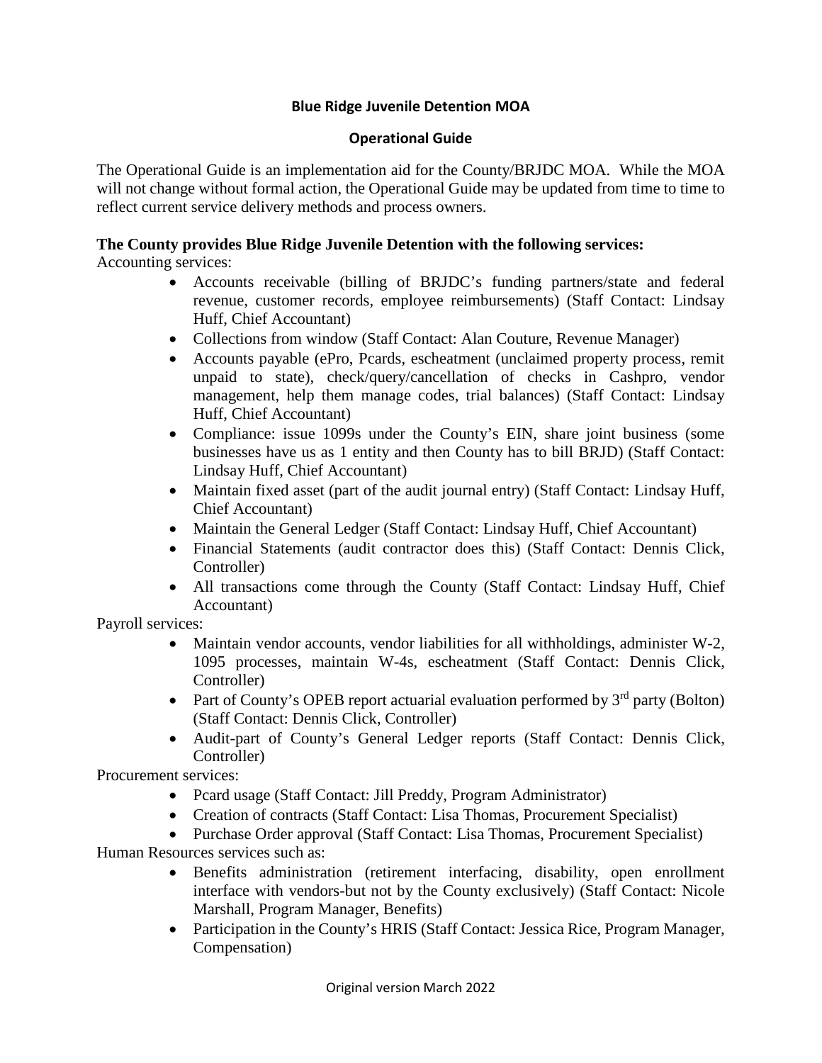**Blue Ridge Juvenile Detention MOA**

**Operational Guide**

The Operational Guide is an implementation aid for the County/BRJDC MOA. While the MOA will not change without formal action, the Operational Guide may be updated from time to time to reflect current service delivery methods and process owners.

**The County provides Blue Ridge Juvenile Detention with the following services:**

Accounting services:

- Accounts receivable (billing of BRJDC's funding partners/state and federal revenue, customer records, employee reimbursements) (Staff Contact: Lindsay Huff, Chief Accountant)
- Collections from window (Staff Contact: Alan Couture, Revenue Manager)
- Accounts payable (ePro, Pcards, escheatment (unclaimed property process, remit unpaid to state), check/query/cancellation of checks in Cashpro, vendor management, help them manage codes, trial balances) (Staff Contact: Lindsay Huff, Chief Accountant)
- Compliance: issue 1099s under the County's EIN, share joint business (some businesses have us as 1 entity and then County has to bill BRJD) (Staff Contact: Lindsay Huff, Chief Accountant)
- Maintain fixed asset (part of the audit journal entry) (Staff Contact: Lindsay Huff, Chief Accountant)
- Maintain the General Ledger (Staff Contact: Lindsay Huff, Chief Accountant)
- Financial Statements (audit contractor does this) (Staff Contact: Dennis Click, Controller)
- All transactions come through the County (Staff Contact: Lindsay Huff, Chief Accountant)

Payroll services:

- Maintain vendor accounts, vendor liabilities for all withholdings, administer W-2, 1095 processes, maintain W-4s, escheatment (Staff Contact: Dennis Click, Controller)
- Part of County's OPEB report actuarial evaluation performed by 3rd party (Bolton) (Staff Contact: Dennis Click, Controller)
- Audit-part of County's General Ledger reports (Staff Contact: Dennis Click, Controller)

Procurement services:

- Pcard usage (Staff Contact: Jill Preddy, Program Administrator)
- Creation of contracts (Staff Contact: Lisa Thomas, Procurement Specialist)
- Purchase Order approval (Staff Contact: Lisa Thomas, Procurement Specialist)

Human Resources services such as:

- Benefits administration (retirement interfacing, disability, open enrollment interface with vendors-but not by the County exclusively) (Staff Contact: Nicole Marshall, Program Manager, Benefits)
- Participation in the County's HRIS (Staff Contact: Jessica Rice, Program Manager, Compensation)

Original version March 2022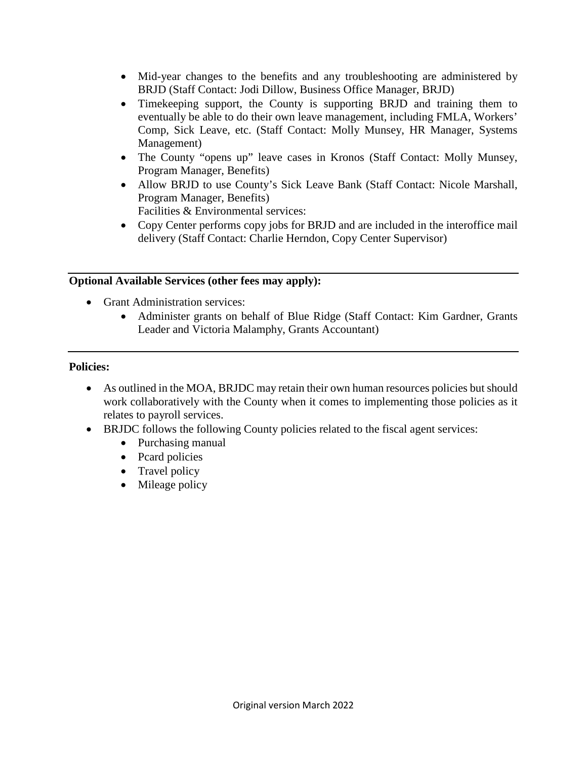- Mid-year changes to the benefits and any troubleshooting are administered by BRJD (Staff Contact: Jodi Dillow, Business Office Manager, BRJD)
- Timekeeping support, the County is supporting BRJD and training them to eventually be able to do their own leave management, including FMLA, Workers' Comp, Sick Leave, etc. (Staff Contact: Molly Munsey, HR Manager, Systems Management)
- The County "opens up" leave cases in Kronos (Staff Contact: Molly Munsey, Program Manager, Benefits)
- Allow BRJD to use County's Sick Leave Bank (Staff Contact: Nicole Marshall, Program Manager, Benefits)
  Facilities & Environmental services:
- Copy Center performs copy jobs for BRJD and are included in the interoffice mail delivery (Staff Contact: Charlie Herndon, Copy Center Supervisor)

---

**Optional Available Services (other fees may apply):**

- Grant Administration services:
  - Administer grants on behalf of Blue Ridge (Staff Contact: Kim Gardner, Grants Leader and Victoria Malamphy, Grants Accountant)

---

**Policies:**

- As outlined in the MOA, BRJDC may retain their own human resources policies but should work collaboratively with the County when it comes to implementing those policies as it relates to payroll services.
- BRJDC follows the following County policies related to the fiscal agent services:
  - Purchasing manual
  - Pcard policies
  - Travel policy
  - Mileage policy